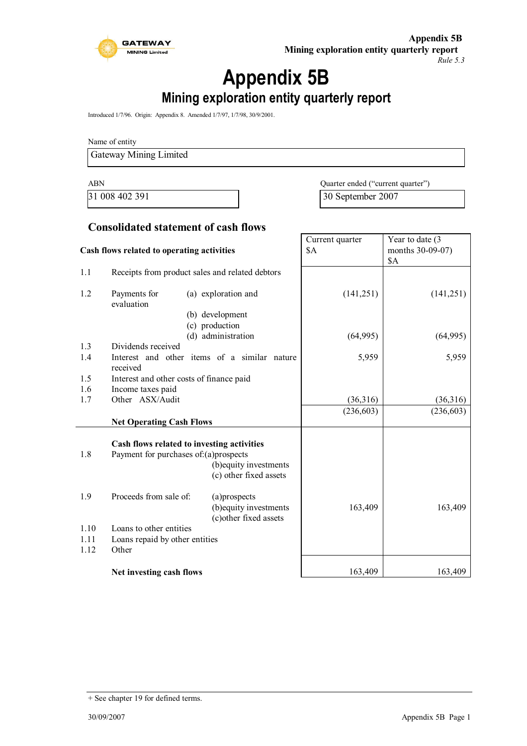# Appendix 5B

## Mining exploration entity quarterly report

Introduced 1/7/96. Origin: Appendix 8. Amended 1/7/97, 1/7/98, 30/9/2001.

Name of entity

| Gateway Mining Limited |
|---|

| ABN | Quarter ended ("current quarter") |
|---|---|
| 31 008 402 391 | 30 September 2007 |

### Consolidated statement of cash flows

| | Cash flows related to operating activities | Current quarter $A | Year to date (3 months 30-09-07) $A |
|---|---|---|---|
| 1.1 | Receipts from product sales and related debtors | | |
| 1.2 | Payments for (a) exploration and evaluation | (141,251) | (141,251) |
| | (b) development | | |
| | (c) production | | |
| | (d) administration | (64,995) | (64,995) |
| 1.3 | Dividends received | | |
| 1.4 | Interest and other items of a similar nature received | 5,959 | 5,959 |
| 1.5 | Interest and other costs of finance paid | | |
| 1.6 | Income taxes paid | | |
| 1.7 | Other ASX/Audit | (36,316) | (36,316) |
| | **Net Operating Cash Flows** | (236,603) | (236,603) |
| | **Cash flows related to investing activities** | | |
| 1.8 | Payment for purchases of: (a) prospects | | |
| | (b) equity investments | | |
| | (c) other fixed assets | | |
| 1.9 | Proceeds from sale of: (a) prospects | | |
| | (b) equity investments | 163,409 | 163,409 |
| | (c) other fixed assets | | |
| 1.10 | Loans to other entities | | |
| 1.11 | Loans repaid by other entities | | |
| 1.12 | Other | | |
| | **Net investing cash flows** | 163,409 | 163,409 |

+ See chapter 19 for defined terms.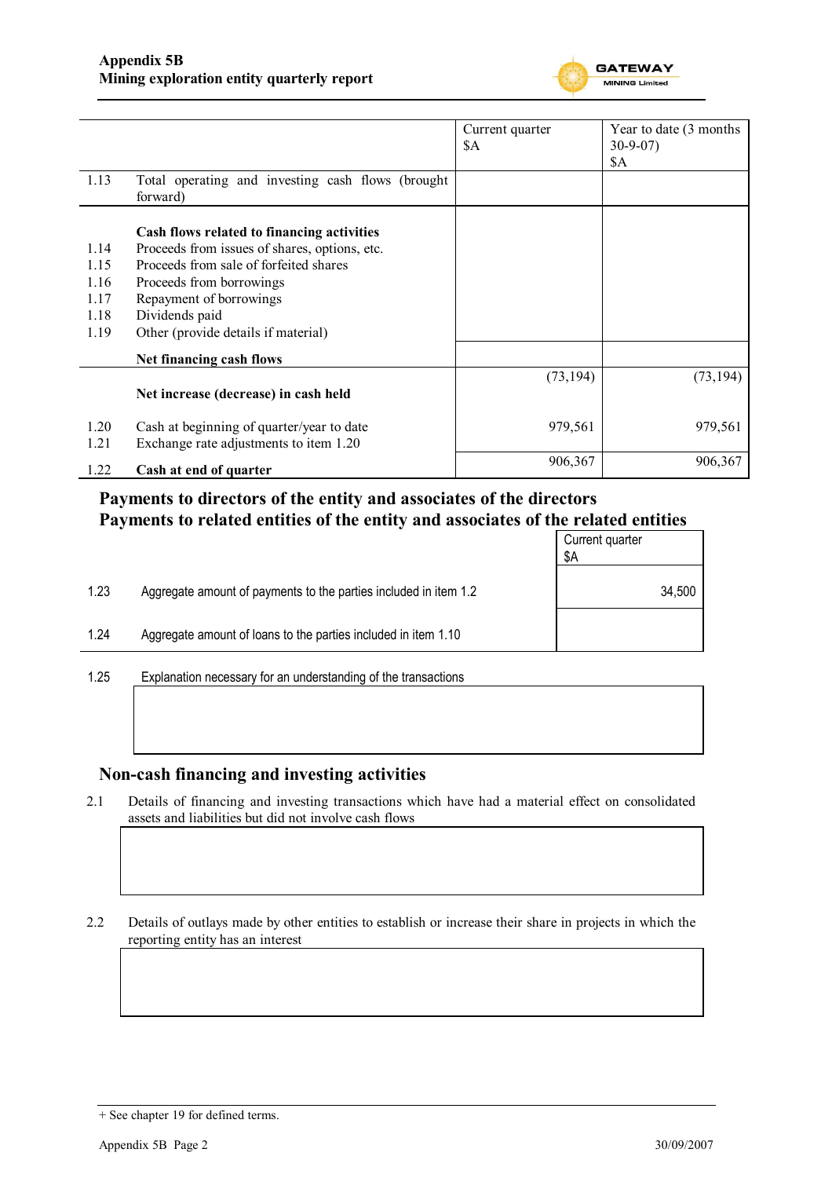| | | Current quarter $A | Year to date (3 months 30-9-07) $A |
|---|---|---|---|
| 1.13 | Total operating and investing cash flows (brought forward) | | |
| | **Cash flows related to financing activities** | | |
| 1.14 | Proceeds from issues of shares, options, etc. | | |
| 1.15 | Proceeds from sale of forfeited shares | | |
| 1.16 | Proceeds from borrowings | | |
| 1.17 | Repayment of borrowings | | |
| 1.18 | Dividends paid | | |
| 1.19 | Other (provide details if material) | | |
| | **Net financing cash flows** | | |
| | **Net increase (decrease) in cash held** | (73,194) | (73,194) |
| 1.20 | Cash at beginning of quarter/year to date | 979,561 | 979,561 |
| 1.21 | Exchange rate adjustments to item 1.20 | | |
| 1.22 | **Cash at end of quarter** | 906,367 | 906,367 |

## Payments to directors of the entity and associates of the directors
## Payments to related entities of the entity and associates of the related entities

| | | Current quarter $A |
|---|---|---|
| 1.23 | Aggregate amount of payments to the parties included in item 1.2 | 34,500 |
| 1.24 | Aggregate amount of loans to the parties included in item 1.10 | |

1.25 Explanation necessary for an understanding of the transactions

## Non-cash financing and investing activities

2.1 Details of financing and investing transactions which have had a material effect on consolidated assets and liabilities but did not involve cash flows

2.2 Details of outlays made by other entities to establish or increase their share in projects in which the reporting entity has an interest

+ See chapter 19 for defined terms.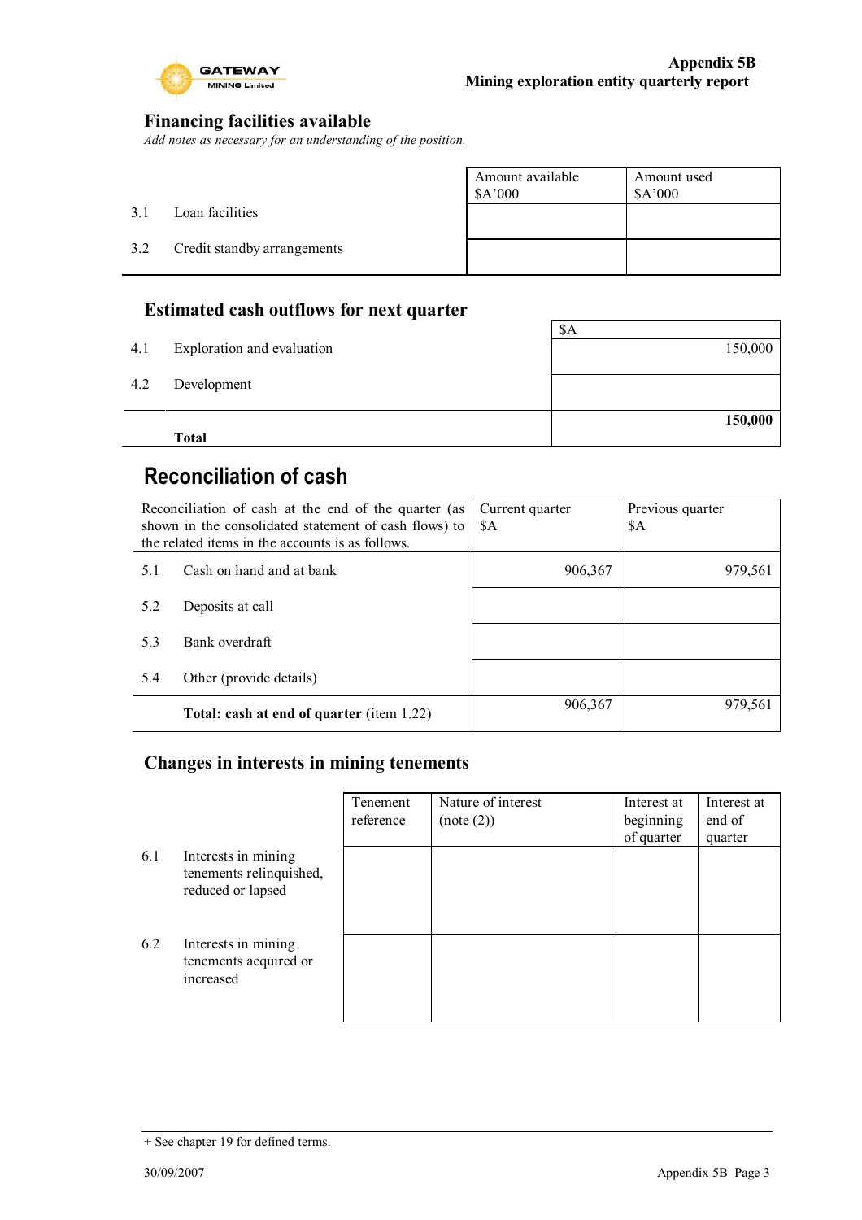## Financing facilities available

*Add notes as necessary for an understanding of the position.*

| | | Amount available \$A'000 | Amount used \$A'000 |
|---|---|---|---|
| 3.1 | Loan facilities | | |
| 3.2 | Credit standby arrangements | | |

## Estimated cash outflows for next quarter

| | | \$A |
|---|---|---|
| 4.1 | Exploration and evaluation | 150,000 |
| 4.2 | Development | |
| | **Total** | **150,000** |

## Reconciliation of cash

| Reconciliation of cash at the end of the quarter (as shown in the consolidated statement of cash flows) to the related items in the accounts is as follows. | | Current quarter \$A | Previous quarter \$A |
|---|---|---|---|
| 5.1 | Cash on hand and at bank | 906,367 | 979,561 |
| 5.2 | Deposits at call | | |
| 5.3 | Bank overdraft | | |
| 5.4 | Other (provide details) | | |
| | **Total: cash at end of quarter** (item 1.22) | 906,367 | 979,561 |

## Changes in interests in mining tenements

| | | Tenement reference | Nature of interest (note (2)) | Interest at beginning of quarter | Interest at end of quarter |
|---|---|---|---|---|---|
| 6.1 | Interests in mining tenements relinquished, reduced or lapsed | | | | |
| 6.2 | Interests in mining tenements acquired or increased | | | | |

+ See chapter 19 for defined terms.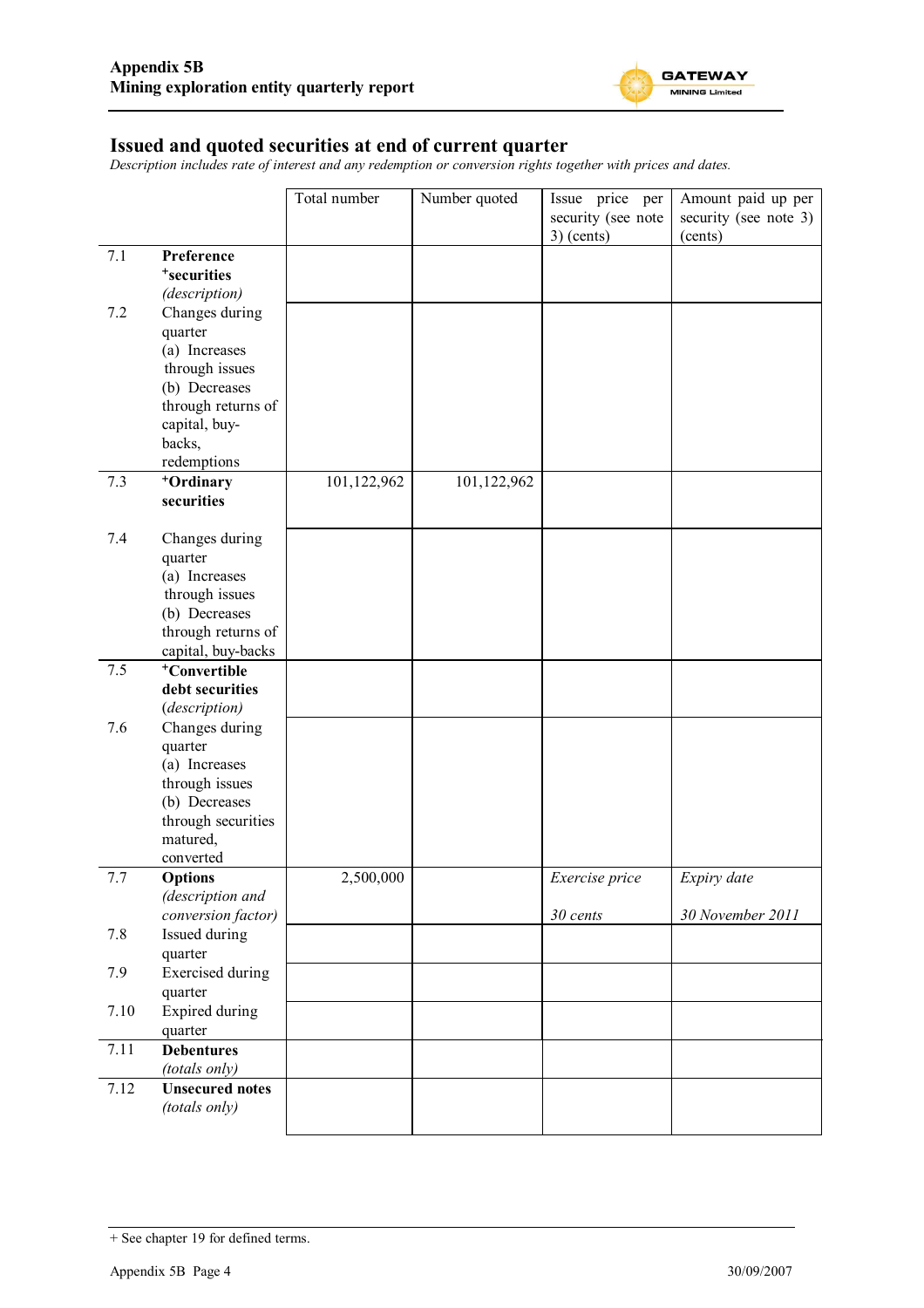## Issued and quoted securities at end of current quarter

*Description includes rate of interest and any redemption or conversion rights together with prices and dates.*

| | | Total number | Number quoted | Issue price per security (see note 3) (cents) | Amount paid up per security (see note 3) (cents) |
|---|---|---|---|---|---|
| 7.1 | **Preference +securities** *(description)* | | | | |
| 7.2 | Changes during quarter (a) Increases through issues (b) Decreases through returns of capital, buy-backs, redemptions | | | | |
| 7.3 | **+Ordinary securities** | 101,122,962 | 101,122,962 | | |
| 7.4 | Changes during quarter (a) Increases through issues (b) Decreases through returns of capital, buy-backs | | | | |
| 7.5 | **+Convertible debt securities** *(description)* | | | | |
| 7.6 | Changes during quarter (a) Increases through issues (b) Decreases through securities matured, converted | | | | |
| 7.7 | **Options** *(description and conversion factor)* | 2,500,000 | | *Exercise price* *30 cents* | *Expiry date* *30 November 2011* |
| 7.8 | Issued during quarter | | | | |
| 7.9 | Exercised during quarter | | | | |
| 7.10 | Expired during quarter | | | | |
| 7.11 | **Debentures** *(totals only)* | | | | |
| 7.12 | **Unsecured notes** *(totals only)* | | | | |

+ See chapter 19 for defined terms.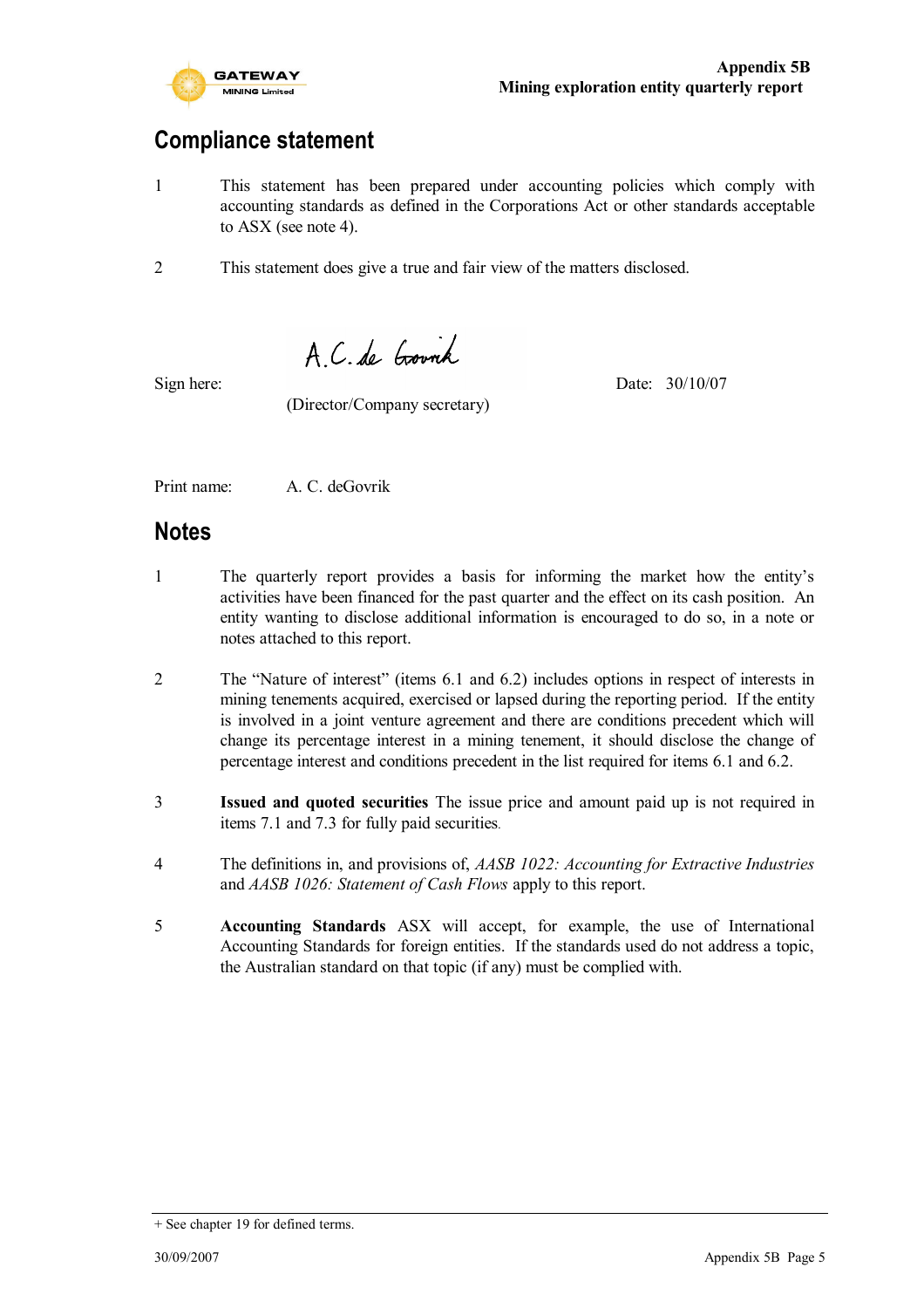## Compliance statement

1 This statement has been prepared under accounting policies which comply with accounting standards as defined in the Corporations Act or other standards acceptable to ASX (see note 4).

2 This statement does give a true and fair view of the matters disclosed.

Sign here: A.C. de Govrik (Director/Company secretary) Date: 30/10/07

Print name: A. C. deGovrik

## Notes

1 The quarterly report provides a basis for informing the market how the entity's activities have been financed for the past quarter and the effect on its cash position. An entity wanting to disclose additional information is encouraged to do so, in a note or notes attached to this report.

2 The "Nature of interest" (items 6.1 and 6.2) includes options in respect of interests in mining tenements acquired, exercised or lapsed during the reporting period. If the entity is involved in a joint venture agreement and there are conditions precedent which will change its percentage interest in a mining tenement, it should disclose the change of percentage interest and conditions precedent in the list required for items 6.1 and 6.2.

3 **Issued and quoted securities** The issue price and amount paid up is not required in items 7.1 and 7.3 for fully paid securities.

4 The definitions in, and provisions of, *AASB 1022: Accounting for Extractive Industries* and *AASB 1026: Statement of Cash Flows* apply to this report.

5 **Accounting Standards** ASX will accept, for example, the use of International Accounting Standards for foreign entities. If the standards used do not address a topic, the Australian standard on that topic (if any) must be complied with.

+ See chapter 19 for defined terms.